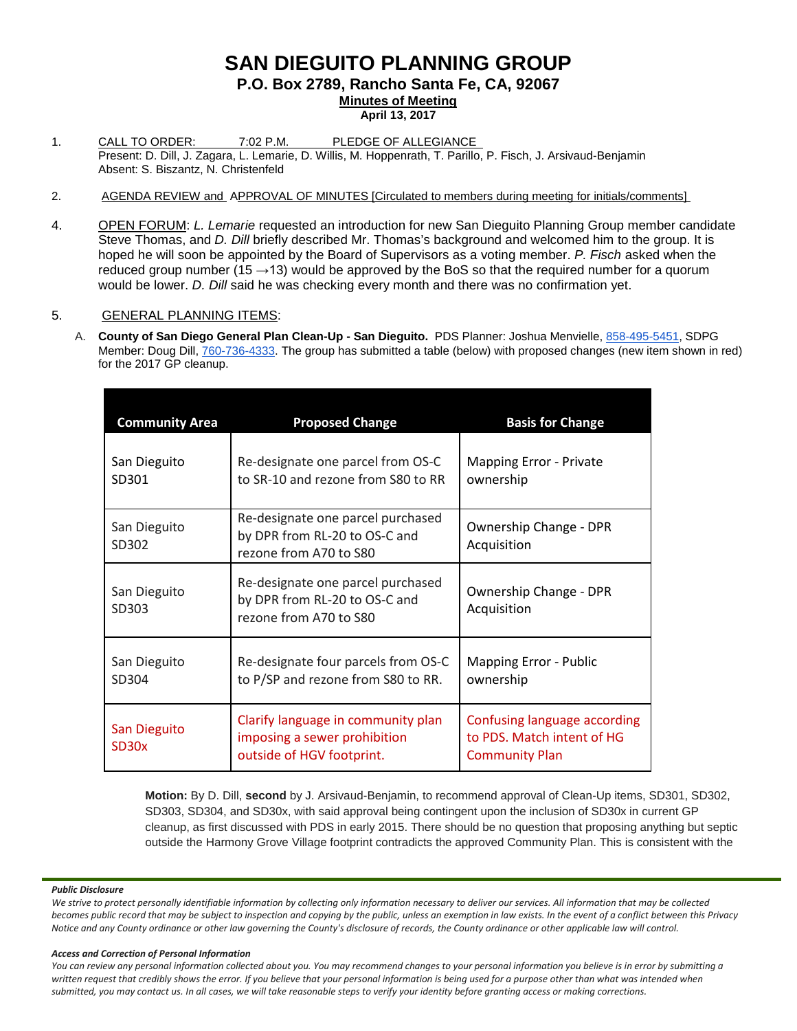# SAN DIEGUITO PLANNING GROUP

**P.O. Box 2789, Rancho Santa Fe, CA, 92067**

**Minutes of Meeting**

**April 13, 2017**

1. CALL TO ORDER: 7:02 P.M. PLEDGE OF ALLEGIANCE
   Present: D. Dill, J. Zagara, L. Lemarie, D. Willis, M. Hoppenrath, T. Parillo, P. Fisch, J. Arsivaud-Benjamin
   Absent: S. Biszantz, N. Christenfeld

2. AGENDA REVIEW and APPROVAL OF MINUTES [Circulated to members during meeting for initials/comments]

4. OPEN FORUM: *L. Lemarie* requested an introduction for new San Dieguito Planning Group member candidate Steve Thomas, and *D. Dill* briefly described Mr. Thomas's background and welcomed him to the group. It is hoped he will soon be appointed by the Board of Supervisors as a voting member. *P. Fisch* asked when the reduced group number (15 →13) would be approved by the BoS so that the required number for a quorum would be lower. *D. Dill* said he was checking every month and there was no confirmation yet.

5. GENERAL PLANNING ITEMS:

   A. **County of San Diego General Plan Clean-Up - San Dieguito.** PDS Planner: Joshua Menvielle, 858-495-5451, SDPG Member: Doug Dill, 760-736-4333. The group has submitted a table (below) with proposed changes (new item shown in red) for the 2017 GP cleanup.

| Community Area | Proposed Change | Basis for Change |
|---|---|---|
| San Dieguito SD301 | Re-designate one parcel from OS-C to SR-10 and rezone from S80 to RR | Mapping Error - Private ownership |
| San Dieguito SD302 | Re-designate one parcel purchased by DPR from RL-20 to OS-C and rezone from A70 to S80 | Ownership Change - DPR Acquisition |
| San Dieguito SD303 | Re-designate one parcel purchased by DPR from RL-20 to OS-C and rezone from A70 to S80 | Ownership Change - DPR Acquisition |
| San Dieguito SD304 | Re-designate four parcels from OS-C to P/SP and rezone from S80 to RR. | Mapping Error - Public ownership |
| San Dieguito SD30x | Clarify language in community plan imposing a sewer prohibition outside of HGV footprint. | Confusing language according to PDS. Match intent of HG Community Plan |

**Motion:** By D. Dill, **second** by J. Arsivaud-Benjamin, to recommend approval of Clean-Up items, SD301, SD302, SD303, SD304, and SD30x, with said approval being contingent upon the inclusion of SD30x in current GP cleanup, as first discussed with PDS in early 2015. There should be no question that proposing anything but septic outside the Harmony Grove Village footprint contradicts the approved Community Plan. This is consistent with the

***Public Disclosure***

*We strive to protect personally identifiable information by collecting only information necessary to deliver our services. All information that may be collected becomes public record that may be subject to inspection and copying by the public, unless an exemption in law exists. In the event of a conflict between this Privacy Notice and any County ordinance or other law governing the County's disclosure of records, the County ordinance or other applicable law will control.*

***Access and Correction of Personal Information***

*You can review any personal information collected about you. You may recommend changes to your personal information you believe is in error by submitting a written request that credibly shows the error. If you believe that your personal information is being used for a purpose other than what was intended when submitted, you may contact us. In all cases, we will take reasonable steps to verify your identity before granting access or making corrections.*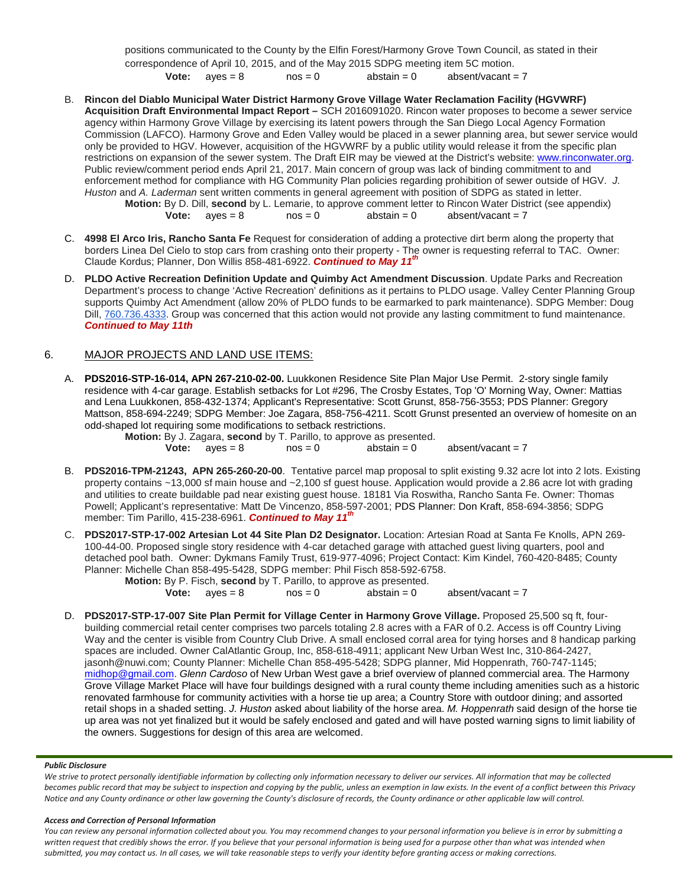positions communicated to the County by the Elfin Forest/Harmony Grove Town Council, as stated in their correspondence of April 10, 2015, and of the May 2015 SDPG meeting item 5C motion.

**Vote:** ayes = 8 nos = 0 abstain = 0 absent/vacant = 7

B. **Rincon del Diablo Municipal Water District Harmony Grove Village Water Reclamation Facility (HGVWRF) Acquisition Draft Environmental Impact Report –** SCH 2016091020. Rincon water proposes to become a sewer service agency within Harmony Grove Village by exercising its latent powers through the San Diego Local Agency Formation Commission (LAFCO). Harmony Grove and Eden Valley would be placed in a sewer planning area, but sewer service would only be provided to HGV. However, acquisition of the HGVWRF by a public utility would release it from the specific plan restrictions on expansion of the sewer system. The Draft EIR may be viewed at the District's website: www.rinconwater.org. Public review/comment period ends April 21, 2017. Main concern of group was lack of binding commitment to and enforcement method for compliance with HG Community Plan policies regarding prohibition of sewer outside of HGV. *J. Huston* and *A. Laderman* sent written comments in general agreement with position of SDPG as stated in letter.

**Motion:** By D. Dill, **second** by L. Lemarie, to approve comment letter to Rincon Water District (see appendix)

**Vote:** ayes = 8 nos = 0 abstain = 0 absent/vacant = 7

C. **4998 El Arco Iris, Rancho Santa Fe** Request for consideration of adding a protective dirt berm along the property that borders Linea Del Cielo to stop cars from crashing onto their property - The owner is requesting referral to TAC. Owner: Claude Kordus; Planner, Don Willis 858-481-6922. ***Continued to May 11th***

D. **PLDO Active Recreation Definition Update and Quimby Act Amendment Discussion**. Update Parks and Recreation Department's process to change 'Active Recreation' definitions as it pertains to PLDO usage. Valley Center Planning Group supports Quimby Act Amendment (allow 20% of PLDO funds to be earmarked to park maintenance). SDPG Member: Doug Dill, 760.736.4333. Group was concerned that this action would not provide any lasting commitment to fund maintenance. ***Continued to May 11th***

## 6. MAJOR PROJECTS AND LAND USE ITEMS:

A. **PDS2016-STP-16-014, APN 267-210-02-00.** Luukkonen Residence Site Plan Major Use Permit. 2-story single family residence with 4-car garage. Establish setbacks for Lot #296, The Crosby Estates, Top 'O' Morning Way, Owner: Mattias and Lena Luukkonen, 858-432-1374; Applicant's Representative: Scott Grunst, 858-756-3553; PDS Planner: Gregory Mattson, 858-694-2249; SDPG Member: Joe Zagara, 858-756-4211. Scott Grunst presented an overview of homesite on an odd-shaped lot requiring some modifications to setback restrictions.

**Motion:** By J. Zagara, **second** by T. Parillo, to approve as presented.

**Vote:** ayes = 8 nos = 0 abstain = 0 absent/vacant = 7

B. **PDS2016-TPM-21243, APN 265-260-20-00**. Tentative parcel map proposal to split existing 9.32 acre lot into 2 lots. Existing property contains ~13,000 sf main house and ~2,100 sf guest house. Application would provide a 2.86 acre lot with grading and utilities to create buildable pad near existing guest house. 18181 Via Roswitha, Rancho Santa Fe. Owner: Thomas Powell; Applicant's representative: Matt De Vincenzo, 858-597-2001; PDS Planner: Don Kraft, 858-694-3856; SDPG member: Tim Parillo, 415-238-6961. ***Continued to May 11th***

C. **PDS2017-STP-17-002 Artesian Lot 44 Site Plan D2 Designator.** Location: Artesian Road at Santa Fe Knolls, APN 269-100-44-00. Proposed single story residence with 4-car detached garage with attached guest living quarters, pool and detached pool bath. Owner: Dykmans Family Trust, 619-977-4096; Project Contact: Kim Kindel, 760-420-8485; County Planner: Michelle Chan 858-495-5428, SDPG member: Phil Fisch 858-592-6758.

**Motion:** By P. Fisch, **second** by T. Parillo, to approve as presented.

**Vote:** ayes = 8 nos = 0 abstain = 0 absent/vacant = 7

D. **PDS2017-STP-17-007 Site Plan Permit for Village Center in Harmony Grove Village.** Proposed 25,500 sq ft, four-building commercial retail center comprises two parcels totaling 2.8 acres with a FAR of 0.2. Access is off Country Living Way and the center is visible from Country Club Drive. A small enclosed corral area for tying horses and 8 handicap parking spaces are included. Owner CalAtlantic Group, Inc, 858-618-4911; applicant New Urban West Inc, 310-864-2427, jasonh@nuwi.com; County Planner: Michelle Chan 858-495-5428; SDPG planner, Mid Hoppenrath, 760-747-1145; midhop@gmail.com. *Glenn Cardoso* of New Urban West gave a brief overview of planned commercial area. The Harmony Grove Village Market Place will have four buildings designed with a rural county theme including amenities such as a historic renovated farmhouse for community activities with a horse tie up area; a Country Store with outdoor dining; and assorted retail shops in a shaded setting. *J. Huston* asked about liability of the horse area. *M. Hoppenrath* said design of the horse tie up area was not yet finalized but it would be safely enclosed and gated and will have posted warning signs to limit liability of the owners. Suggestions for design of this area are welcomed.

***Public Disclosure***

*We strive to protect personally identifiable information by collecting only information necessary to deliver our services. All information that may be collected becomes public record that may be subject to inspection and copying by the public, unless an exemption in law exists. In the event of a conflict between this Privacy Notice and any County ordinance or other law governing the County's disclosure of records, the County ordinance or other applicable law will control.*

***Access and Correction of Personal Information***

*You can review any personal information collected about you. You may recommend changes to your personal information you believe is in error by submitting a written request that credibly shows the error. If you believe that your personal information is being used for a purpose other than what was intended when submitted, you may contact us. In all cases, we will take reasonable steps to verify your identity before granting access or making corrections.*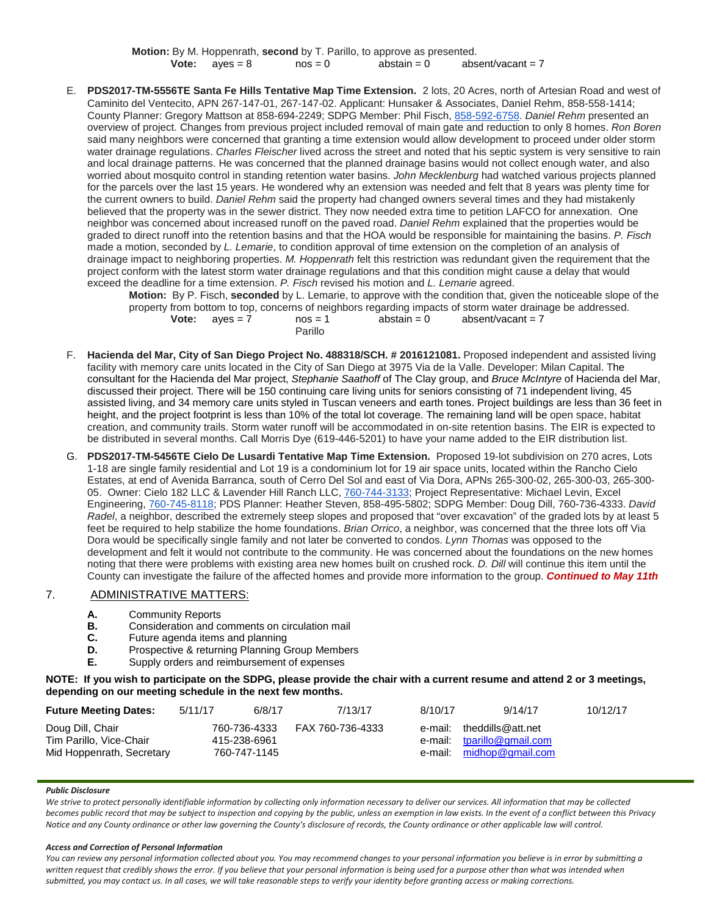**Motion:** By M. Hoppenrath, **second** by T. Parillo, to approve as presented.
**Vote:** ayes = 8 nos = 0 abstain = 0 absent/vacant = 7

E. **PDS2017-TM-5556TE Santa Fe Hills Tentative Map Time Extension.** 2 lots, 20 Acres, north of Artesian Road and west of Caminito del Ventecito, APN 267-147-01, 267-147-02. Applicant: Hunsaker & Associates, Daniel Rehm, 858-558-1414; County Planner: Gregory Mattson at 858-694-2249; SDPG Member: Phil Fisch, 858-592-6758. *Daniel Rehm* presented an overview of project. Changes from previous project included removal of main gate and reduction to only 8 homes. *Ron Boren* said many neighbors were concerned that granting a time extension would allow development to proceed under older storm water drainage regulations. *Charles Fleischer* lived across the street and noted that his septic system is very sensitive to rain and local drainage patterns. He was concerned that the planned drainage basins would not collect enough water, and also worried about mosquito control in standing retention water basins. *John Mecklenburg* had watched various projects planned for the parcels over the last 15 years. He wondered why an extension was needed and felt that 8 years was plenty time for the current owners to build. *Daniel Rehm* said the property had changed owners several times and they had mistakenly believed that the property was in the sewer district. They now needed extra time to petition LAFCO for annexation. One neighbor was concerned about increased runoff on the paved road. *Daniel Rehm* explained that the properties would be graded to direct runoff into the retention basins and that the HOA would be responsible for maintaining the basins. *P. Fisch* made a motion, seconded by *L. Lemarie*, to condition approval of time extension on the completion of an analysis of drainage impact to neighboring properties. *M. Hoppenrath* felt this restriction was redundant given the requirement that the project conform with the latest storm water drainage regulations and that this condition might cause a delay that would exceed the deadline for a time extension. *P. Fisch* revised his motion and *L. Lemarie* agreed.

**Motion:** By P. Fisch, **seconded** by L. Lemarie, to approve with the condition that, given the noticeable slope of the property from bottom to top, concerns of neighbors regarding impacts of storm water drainage be addressed.
**Vote:** ayes = 7 nos = 1 (Parillo) abstain = 0 absent/vacant = 7

F. **Hacienda del Mar, City of San Diego Project No. 488318/SCH. # 2016121081.** Proposed independent and assisted living facility with memory care units located in the City of San Diego at 3975 Via de la Valle. Developer: Milan Capital. The consultant for the Hacienda del Mar project, *Stephanie Saathoff* of The Clay group, and *Bruce McIntyre* of Hacienda del Mar, discussed their project. There will be 150 continuing care living units for seniors consisting of 71 independent living, 45 assisted living, and 34 memory care units styled in Tuscan veneers and earth tones. Project buildings are less than 36 feet in height, and the project footprint is less than 10% of the total lot coverage. The remaining land will be open space, habitat creation, and community trails. Storm water runoff will be accommodated in on-site retention basins. The EIR is expected to be distributed in several months. Call Morris Dye (619-446-5201) to have your name added to the EIR distribution list.

G. **PDS2017-TM-5456TE Cielo De Lusardi Tentative Map Time Extension.** Proposed 19-lot subdivision on 270 acres, Lots 1-18 are single family residential and Lot 19 is a condominium lot for 19 air space units, located within the Rancho Cielo Estates, at end of Avenida Barranca, south of Cerro Del Sol and east of Via Dora, APNs 265-300-02, 265-300-03, 265-300-05. Owner: Cielo 182 LLC & Lavender Hill Ranch LLC, 760-744-3133; Project Representative: Michael Levin, Excel Engineering, 760-745-8118; PDS Planner: Heather Steven, 858-495-5802; SDPG Member: Doug Dill, 760-736-4333. *David Radel*, a neighbor, described the extremely steep slopes and proposed that "over excavation" of the graded lots by at least 5 feet be required to help stabilize the home foundations. *Brian Orrico*, a neighbor, was concerned that the three lots off Via Dora would be specifically single family and not later be converted to condos. *Lynn Thomas* was opposed to the development and felt it would not contribute to the community. He was concerned about the foundations on the new homes noting that there were problems with existing area new homes built on crushed rock. *D. Dill* will continue this item until the County can investigate the failure of the affected homes and provide more information to the group. ***Continued to May 11th***

7. ADMINISTRATIVE MATTERS:

**A.** Community Reports
**B.** Consideration and comments on circulation mail
**C.** Future agenda items and planning
**D.** Prospective & returning Planning Group Members
**E.** Supply orders and reimbursement of expenses

**NOTE: If you wish to participate on the SDPG, please provide the chair with a current resume and attend 2 or 3 meetings, depending on our meeting schedule in the next few months.**

**Future Meeting Dates:** 5/11/17 6/8/17 7/13/17 8/10/17 9/14/17 10/12/17

| | | | |
|---|---|---|---|
| Doug Dill, Chair | 760-736-4333 | FAX 760-736-4333 | e-mail: theddills@att.net |
| Tim Parillo, Vice-Chair | 415-238-6961 | | e-mail: tparillo@gmail.com |
| Mid Hoppenrath, Secretary | 760-747-1145 | | e-mail: midhop@gmail.com |

***Public Disclosure***

*We strive to protect personally identifiable information by collecting only information necessary to deliver our services. All information that may be collected becomes public record that may be subject to inspection and copying by the public, unless an exemption in law exists. In the event of a conflict between this Privacy Notice and any County ordinance or other law governing the County's disclosure of records, the County ordinance or other applicable law will control.*

***Access and Correction of Personal Information***

*You can review any personal information collected about you. You may recommend changes to your personal information you believe is in error by submitting a written request that credibly shows the error. If you believe that your personal information is being used for a purpose other than what was intended when submitted, you may contact us. In all cases, we will take reasonable steps to verify your identity before granting access or making corrections.*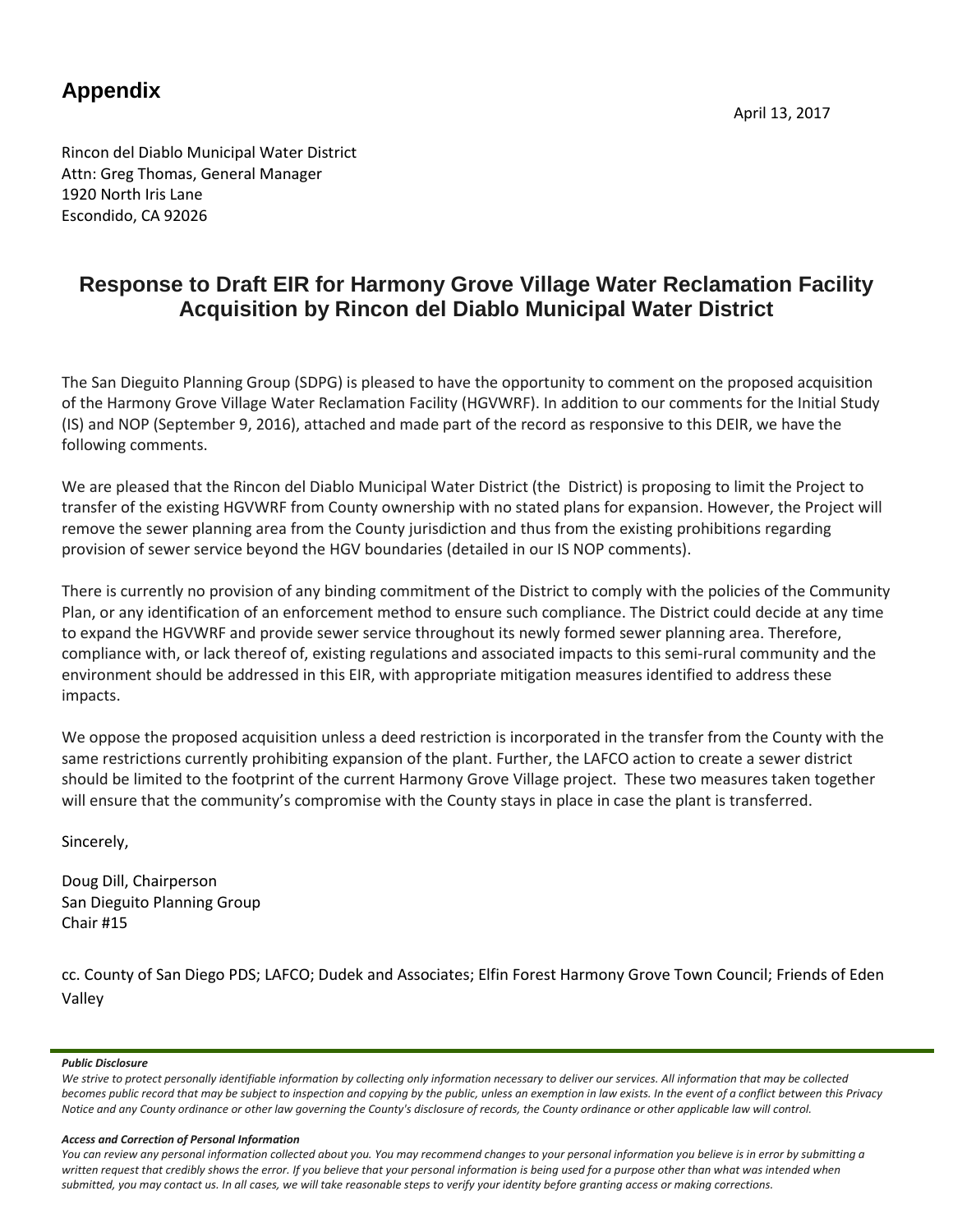## Appendix

April 13, 2017

Rincon del Diablo Municipal Water District
Attn: Greg Thomas, General Manager
1920 North Iris Lane
Escondido, CA 92026

# Response to Draft EIR for Harmony Grove Village Water Reclamation Facility Acquisition by Rincon del Diablo Municipal Water District

The San Dieguito Planning Group (SDPG) is pleased to have the opportunity to comment on the proposed acquisition of the Harmony Grove Village Water Reclamation Facility (HGVWRF). In addition to our comments for the Initial Study (IS) and NOP (September 9, 2016), attached and made part of the record as responsive to this DEIR, we have the following comments.

We are pleased that the Rincon del Diablo Municipal Water District (the District) is proposing to limit the Project to transfer of the existing HGVWRF from County ownership with no stated plans for expansion. However, the Project will remove the sewer planning area from the County jurisdiction and thus from the existing prohibitions regarding provision of sewer service beyond the HGV boundaries (detailed in our IS NOP comments).

There is currently no provision of any binding commitment of the District to comply with the policies of the Community Plan, or any identification of an enforcement method to ensure such compliance. The District could decide at any time to expand the HGVWRF and provide sewer service throughout its newly formed sewer planning area. Therefore, compliance with, or lack thereof of, existing regulations and associated impacts to this semi-rural community and the environment should be addressed in this EIR, with appropriate mitigation measures identified to address these impacts.

We oppose the proposed acquisition unless a deed restriction is incorporated in the transfer from the County with the same restrictions currently prohibiting expansion of the plant. Further, the LAFCO action to create a sewer district should be limited to the footprint of the current Harmony Grove Village project. These two measures taken together will ensure that the community's compromise with the County stays in place in case the plant is transferred.

Sincerely,

Doug Dill, Chairperson
San Dieguito Planning Group
Chair #15

cc. County of San Diego PDS; LAFCO; Dudek and Associates; Elfin Forest Harmony Grove Town Council; Friends of Eden Valley

***Public Disclosure***

*We strive to protect personally identifiable information by collecting only information necessary to deliver our services. All information that may be collected becomes public record that may be subject to inspection and copying by the public, unless an exemption in law exists. In the event of a conflict between this Privacy Notice and any County ordinance or other law governing the County's disclosure of records, the County ordinance or other applicable law will control.*

***Access and Correction of Personal Information***

*You can review any personal information collected about you. You may recommend changes to your personal information you believe is in error by submitting a written request that credibly shows the error. If you believe that your personal information is being used for a purpose other than what was intended when submitted, you may contact us. In all cases, we will take reasonable steps to verify your identity before granting access or making corrections.*